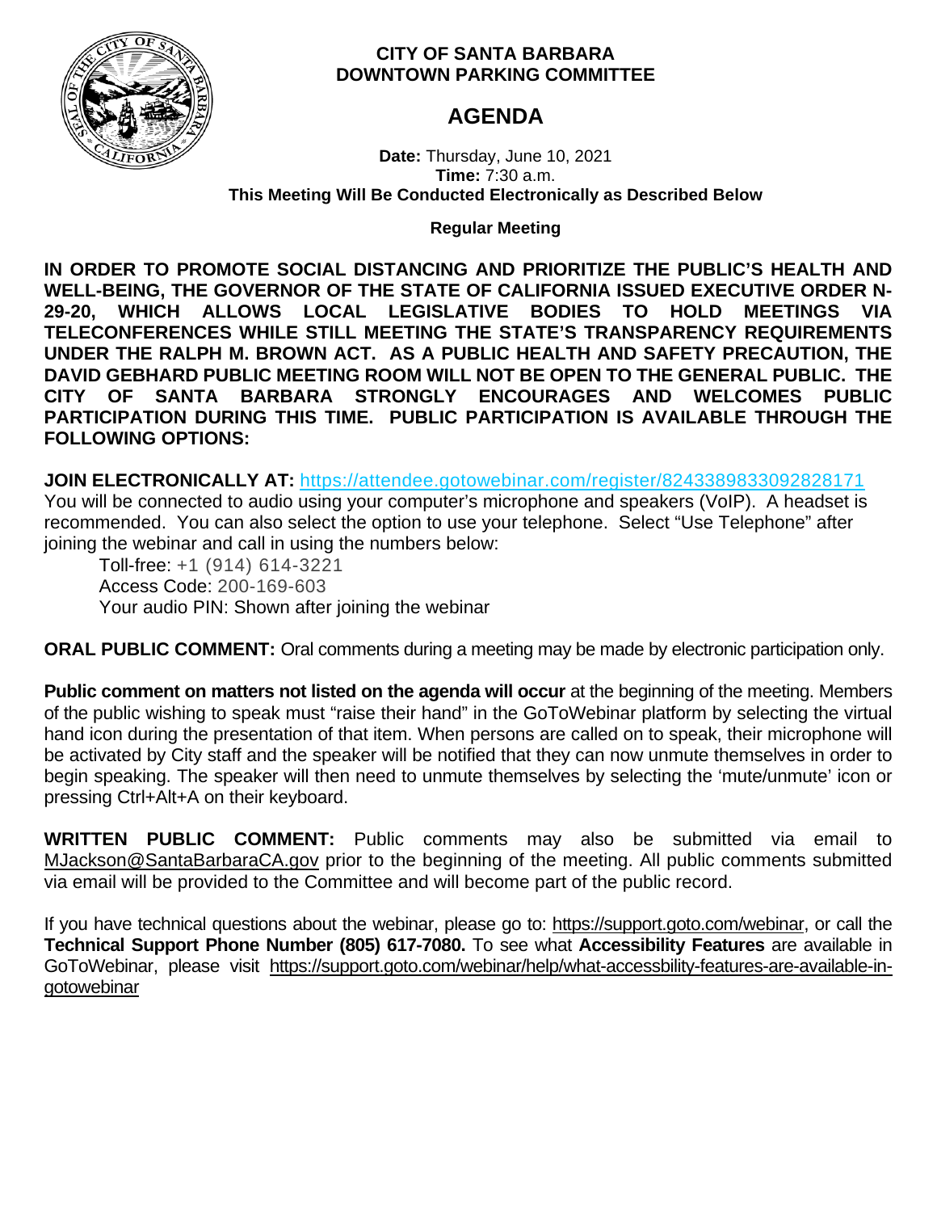**CITY OF SANTA BARBARA**
**DOWNTOWN PARKING COMMITTEE**

# AGENDA

**Date:** Thursday, June 10, 2021
**Time:** 7:30 a.m.
**This Meeting Will Be Conducted Electronically as Described Below**

**Regular Meeting**

**IN ORDER TO PROMOTE SOCIAL DISTANCING AND PRIORITIZE THE PUBLIC'S HEALTH AND WELL-BEING, THE GOVERNOR OF THE STATE OF CALIFORNIA ISSUED EXECUTIVE ORDER N-29-20, WHICH ALLOWS LOCAL LEGISLATIVE BODIES TO HOLD MEETINGS VIA TELECONFERENCES WHILE STILL MEETING THE STATE'S TRANSPARENCY REQUIREMENTS UNDER THE RALPH M. BROWN ACT. AS A PUBLIC HEALTH AND SAFETY PRECAUTION, THE DAVID GEBHARD PUBLIC MEETING ROOM WILL NOT BE OPEN TO THE GENERAL PUBLIC. THE CITY OF SANTA BARBARA STRONGLY ENCOURAGES AND WELCOMES PUBLIC PARTICIPATION DURING THIS TIME. PUBLIC PARTICIPATION IS AVAILABLE THROUGH THE FOLLOWING OPTIONS:**

**JOIN ELECTRONICALLY AT:** https://attendee.gotowebinar.com/register/8243389833092828171
You will be connected to audio using your computer's microphone and speakers (VoIP). A headset is recommended. You can also select the option to use your telephone. Select "Use Telephone" after joining the webinar and call in using the numbers below:

Toll-free: +1 (914) 614-3221
Access Code: 200-169-603
Your audio PIN: Shown after joining the webinar

**ORAL PUBLIC COMMENT:** Oral comments during a meeting may be made by electronic participation only.

**Public comment on matters not listed on the agenda will occur** at the beginning of the meeting. Members of the public wishing to speak must "raise their hand" in the GoToWebinar platform by selecting the virtual hand icon during the presentation of that item. When persons are called on to speak, their microphone will be activated by City staff and the speaker will be notified that they can now unmute themselves in order to begin speaking. The speaker will then need to unmute themselves by selecting the 'mute/unmute' icon or pressing Ctrl+Alt+A on their keyboard.

**WRITTEN PUBLIC COMMENT:** Public comments may also be submitted via email to MJackson@SantaBarbaraCA.gov prior to the beginning of the meeting. All public comments submitted via email will be provided to the Committee and will become part of the public record.

If you have technical questions about the webinar, please go to: https://support.goto.com/webinar, or call the **Technical Support Phone Number (805) 617-7080.** To see what **Accessibility Features** are available in GoToWebinar, please visit https://support.goto.com/webinar/help/what-accessbility-features-are-available-in-gotowebinar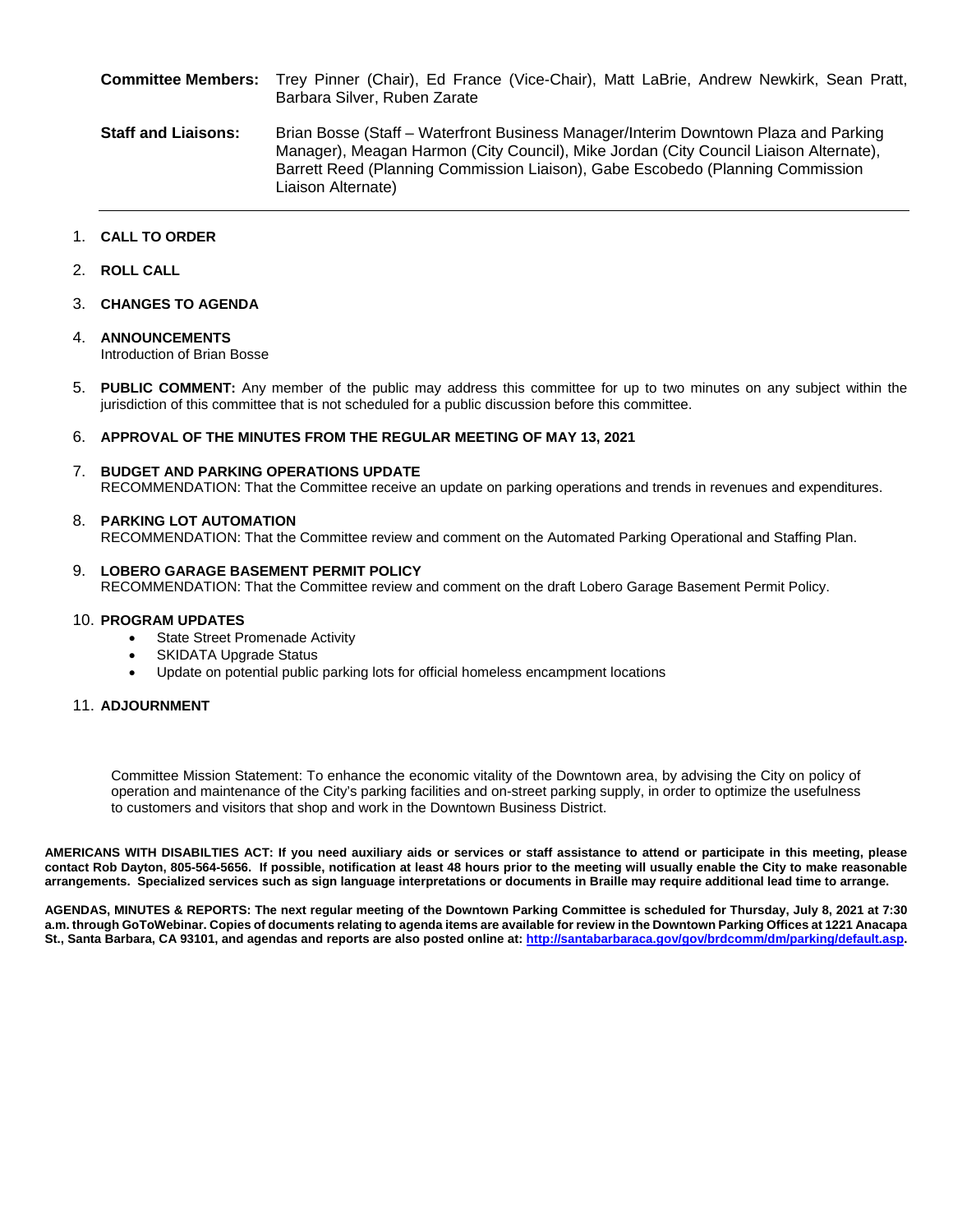**Committee Members:** Trey Pinner (Chair), Ed France (Vice-Chair), Matt LaBrie, Andrew Newkirk, Sean Pratt, Barbara Silver, Ruben Zarate

**Staff and Liaisons:** Brian Bosse (Staff – Waterfront Business Manager/Interim Downtown Plaza and Parking Manager), Meagan Harmon (City Council), Mike Jordan (City Council Liaison Alternate), Barrett Reed (Planning Commission Liaison), Gabe Escobedo (Planning Commission Liaison Alternate)

---

1. **CALL TO ORDER**

2. **ROLL CALL**

3. **CHANGES TO AGENDA**

4. **ANNOUNCEMENTS**
   Introduction of Brian Bosse

5. **PUBLIC COMMENT:** Any member of the public may address this committee for up to two minutes on any subject within the jurisdiction of this committee that is not scheduled for a public discussion before this committee.

6. **APPROVAL OF THE MINUTES FROM THE REGULAR MEETING OF MAY 13, 2021**

7. **BUDGET AND PARKING OPERATIONS UPDATE**
   RECOMMENDATION: That the Committee receive an update on parking operations and trends in revenues and expenditures.

8. **PARKING LOT AUTOMATION**
   RECOMMENDATION: That the Committee review and comment on the Automated Parking Operational and Staffing Plan.

9. **LOBERO GARAGE BASEMENT PERMIT POLICY**
   RECOMMENDATION: That the Committee review and comment on the draft Lobero Garage Basement Permit Policy.

10. **PROGRAM UPDATES**
    - State Street Promenade Activity
    - SKIDATA Upgrade Status
    - Update on potential public parking lots for official homeless encampment locations

11. **ADJOURNMENT**

Committee Mission Statement: To enhance the economic vitality of the Downtown area, by advising the City on policy of operation and maintenance of the City's parking facilities and on-street parking supply, in order to optimize the usefulness to customers and visitors that shop and work in the Downtown Business District.

**AMERICANS WITH DISABILTIES ACT: If you need auxiliary aids or services or staff assistance to attend or participate in this meeting, please contact Rob Dayton, 805-564-5656. If possible, notification at least 48 hours prior to the meeting will usually enable the City to make reasonable arrangements. Specialized services such as sign language interpretations or documents in Braille may require additional lead time to arrange.**

**AGENDAS, MINUTES & REPORTS: The next regular meeting of the Downtown Parking Committee is scheduled for Thursday, July 8, 2021 at 7:30 a.m. through GoToWebinar. Copies of documents relating to agenda items are available for review in the Downtown Parking Offices at 1221 Anacapa St., Santa Barbara, CA 93101, and agendas and reports are also posted online at: http://santabarbaraca.gov/gov/brdcomm/dm/parking/default.asp.**